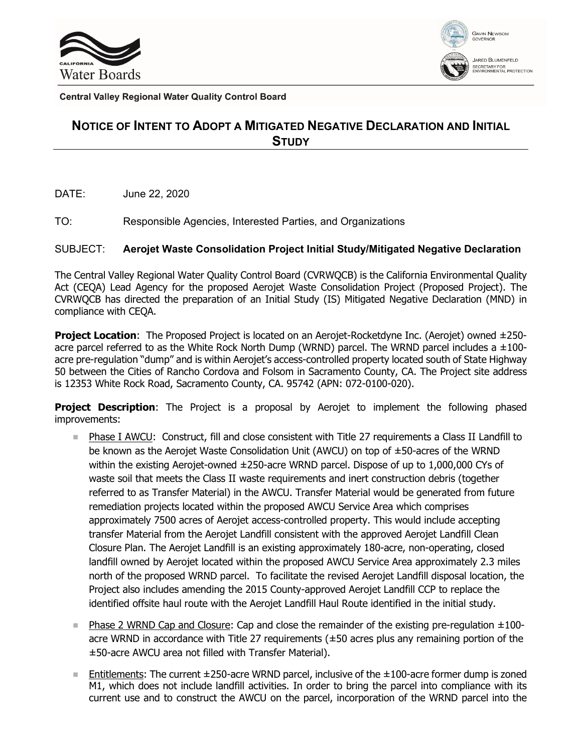California Water Boards

GAVIN NEWSOM
GOVERNOR

JARED BLUMENFELD
SECRETARY FOR ENVIRONMENTAL PROTECTION

**Central Valley Regional Water Quality Control Board**

## NOTICE OF INTENT TO ADOPT A MITIGATED NEGATIVE DECLARATION AND INITIAL STUDY

DATE: June 22, 2020

TO: Responsible Agencies, Interested Parties, and Organizations

SUBJECT: **Aerojet Waste Consolidation Project Initial Study/Mitigated Negative Declaration**

The Central Valley Regional Water Quality Control Board (CVRWQCB) is the California Environmental Quality Act (CEQA) Lead Agency for the proposed Aerojet Waste Consolidation Project (Proposed Project). The CVRWQCB has directed the preparation of an Initial Study (IS) Mitigated Negative Declaration (MND) in compliance with CEQA.

**Project Location**: The Proposed Project is located on an Aerojet-Rocketdyne Inc. (Aerojet) owned ±250-acre parcel referred to as the White Rock North Dump (WRND) parcel. The WRND parcel includes a ±100-acre pre-regulation "dump" and is within Aerojet's access-controlled property located south of State Highway 50 between the Cities of Rancho Cordova and Folsom in Sacramento County, CA. The Project site address is 12353 White Rock Road, Sacramento County, CA. 95742 (APN: 072-0100-020).

**Project Description**: The Project is a proposal by Aerojet to implement the following phased improvements:

- Phase I AWCU: Construct, fill and close consistent with Title 27 requirements a Class II Landfill to be known as the Aerojet Waste Consolidation Unit (AWCU) on top of ±50-acres of the WRND within the existing Aerojet-owned ±250-acre WRND parcel. Dispose of up to 1,000,000 CYs of waste soil that meets the Class II waste requirements and inert construction debris (together referred to as Transfer Material) in the AWCU. Transfer Material would be generated from future remediation projects located within the proposed AWCU Service Area which comprises approximately 7500 acres of Aerojet access-controlled property. This would include accepting transfer Material from the Aerojet Landfill consistent with the approved Aerojet Landfill Clean Closure Plan. The Aerojet Landfill is an existing approximately 180-acre, non-operating, closed landfill owned by Aerojet located within the proposed AWCU Service Area approximately 2.3 miles north of the proposed WRND parcel. To facilitate the revised Aerojet Landfill disposal location, the Project also includes amending the 2015 County-approved Aerojet Landfill CCP to replace the identified offsite haul route with the Aerojet Landfill Haul Route identified in the initial study.
- Phase 2 WRND Cap and Closure: Cap and close the remainder of the existing pre-regulation ±100-acre WRND in accordance with Title 27 requirements (±50 acres plus any remaining portion of the ±50-acre AWCU area not filled with Transfer Material).
- Entitlements: The current ±250-acre WRND parcel, inclusive of the ±100-acre former dump is zoned M1, which does not include landfill activities. In order to bring the parcel into compliance with its current use and to construct the AWCU on the parcel, incorporation of the WRND parcel into the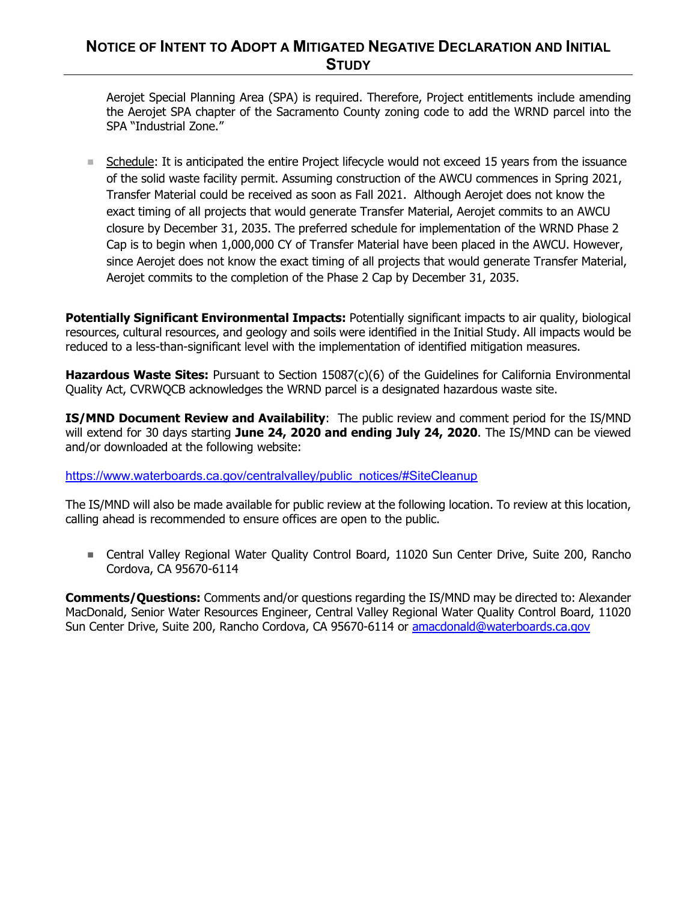Aerojet Special Planning Area (SPA) is required. Therefore, Project entitlements include amending the Aerojet SPA chapter of the Sacramento County zoning code to add the WRND parcel into the SPA "Industrial Zone."

- Schedule: It is anticipated the entire Project lifecycle would not exceed 15 years from the issuance of the solid waste facility permit. Assuming construction of the AWCU commences in Spring 2021, Transfer Material could be received as soon as Fall 2021. Although Aerojet does not know the exact timing of all projects that would generate Transfer Material, Aerojet commits to an AWCU closure by December 31, 2035. The preferred schedule for implementation of the WRND Phase 2 Cap is to begin when 1,000,000 CY of Transfer Material have been placed in the AWCU. However, since Aerojet does not know the exact timing of all projects that would generate Transfer Material, Aerojet commits to the completion of the Phase 2 Cap by December 31, 2035.

**Potentially Significant Environmental Impacts:** Potentially significant impacts to air quality, biological resources, cultural resources, and geology and soils were identified in the Initial Study. All impacts would be reduced to a less-than-significant level with the implementation of identified mitigation measures.

**Hazardous Waste Sites:** Pursuant to Section 15087(c)(6) of the Guidelines for California Environmental Quality Act, CVRWQCB acknowledges the WRND parcel is a designated hazardous waste site.

**IS/MND Document Review and Availability**: The public review and comment period for the IS/MND will extend for 30 days starting **June 24, 2020 and ending July 24, 2020**. The IS/MND can be viewed and/or downloaded at the following website:

https://www.waterboards.ca.gov/centralvalley/public_notices/#SiteCleanup

The IS/MND will also be made available for public review at the following location. To review at this location, calling ahead is recommended to ensure offices are open to the public.

- Central Valley Regional Water Quality Control Board, 11020 Sun Center Drive, Suite 200, Rancho Cordova, CA 95670-6114

**Comments/Questions:** Comments and/or questions regarding the IS/MND may be directed to: Alexander MacDonald, Senior Water Resources Engineer, Central Valley Regional Water Quality Control Board, 11020 Sun Center Drive, Suite 200, Rancho Cordova, CA 95670-6114 or amacdonald@waterboards.ca.gov